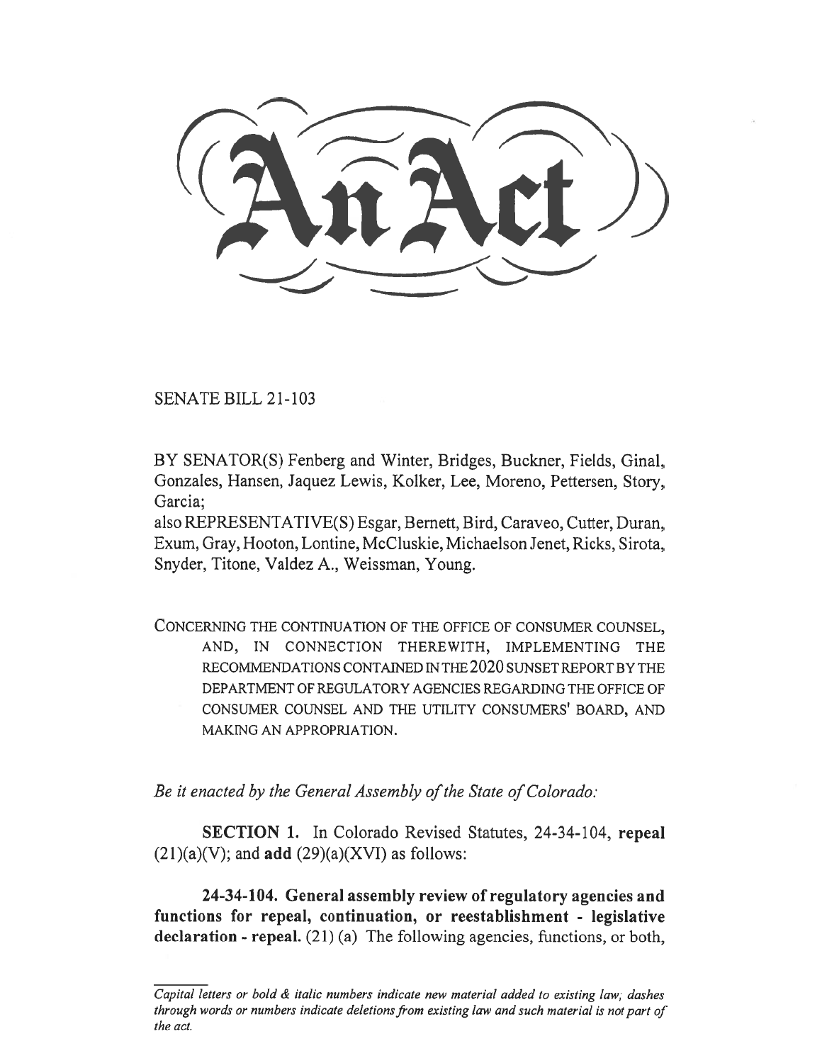# An Act

SENATE BILL 21-103

BY SENATOR(S) Fenberg and Winter, Bridges, Buckner, Fields, Ginal, Gonzales, Hansen, Jaquez Lewis, Kolker, Lee, Moreno, Pettersen, Story, Garcia;

also REPRESENTATIVE(S) Esgar, Bernett, Bird, Caraveo, Cutter, Duran, Exum, Gray, Hooton, Lontine, McCluskie, Michaelson Jenet, Ricks, Sirota, Snyder, Titone, Valdez A., Weissman, Young.

CONCERNING THE CONTINUATION OF THE OFFICE OF CONSUMER COUNSEL, AND, IN CONNECTION THEREWITH, IMPLEMENTING THE RECOMMENDATIONS CONTAINED IN THE 2020 SUNSET REPORT BY THE DEPARTMENT OF REGULATORY AGENCIES REGARDING THE OFFICE OF CONSUMER COUNSEL AND THE UTILITY CONSUMERS' BOARD, AND MAKING AN APPROPRIATION.

*Be it enacted by the General Assembly of the State of Colorado:*

**SECTION 1.** In Colorado Revised Statutes, 24-34-104, **repeal** (21)(a)(V); and **add** (29)(a)(XVI) as follows:

**24-34-104. General assembly review of regulatory agencies and functions for repeal, continuation, or reestablishment - legislative declaration - repeal.** (21) (a) The following agencies, functions, or both,

*Capital letters or bold & italic numbers indicate new material added to existing law; dashes through words or numbers indicate deletions from existing law and such material is not part of the act.*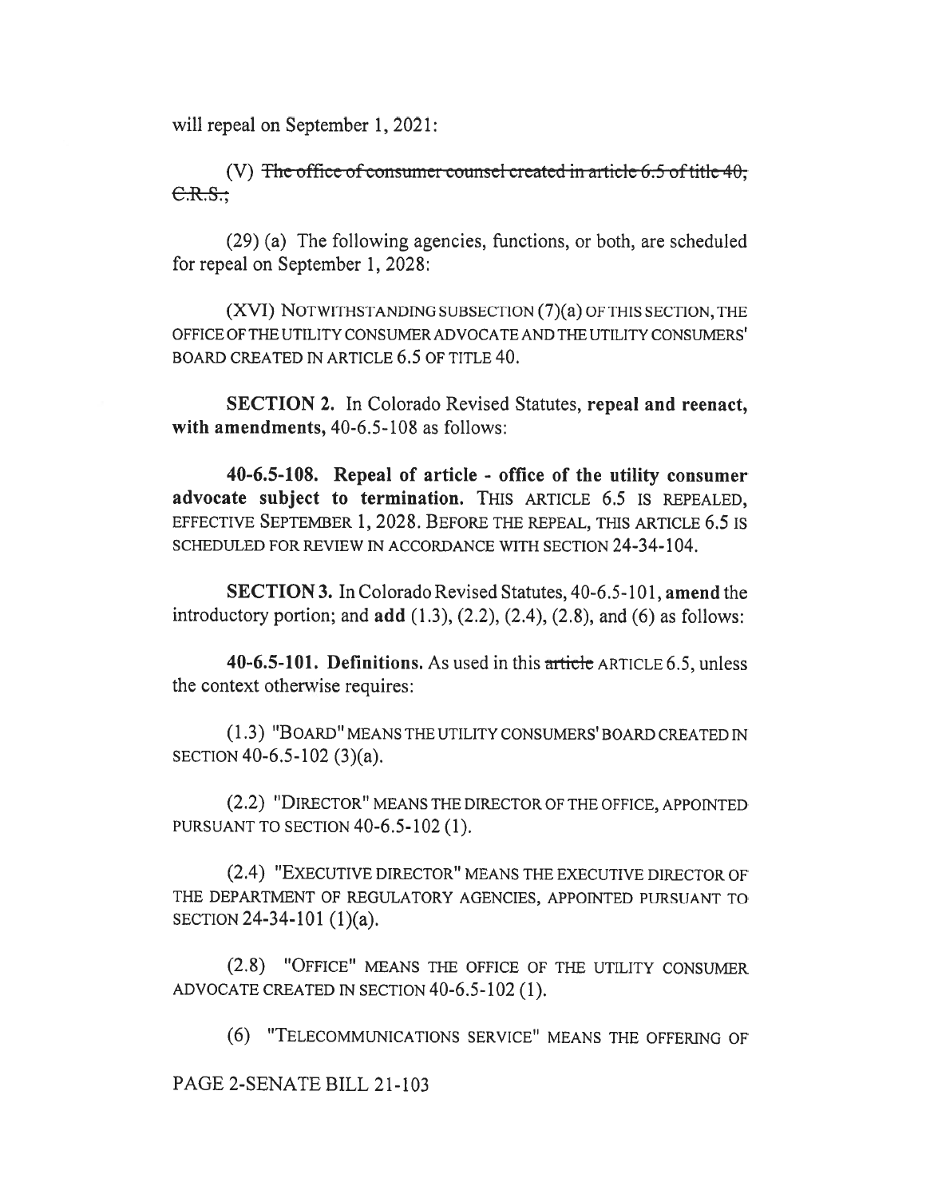will repeal on September 1, 2021:

(V) ~~The office of consumer counsel created in article 6.5 of title 40, C.R.S.;~~

(29) (a) The following agencies, functions, or both, are scheduled for repeal on September 1, 2028:

(XVI) NOTWITHSTANDING SUBSECTION (7)(a) OF THIS SECTION, THE OFFICE OF THE UTILITY CONSUMER ADVOCATE AND THE UTILITY CONSUMERS' BOARD CREATED IN ARTICLE 6.5 OF TITLE 40.

**SECTION 2.** In Colorado Revised Statutes, **repeal and reenact, with amendments,** 40-6.5-108 as follows:

**40-6.5-108. Repeal of article - office of the utility consumer advocate subject to termination.** THIS ARTICLE 6.5 IS REPEALED, EFFECTIVE SEPTEMBER 1, 2028. BEFORE THE REPEAL, THIS ARTICLE 6.5 IS SCHEDULED FOR REVIEW IN ACCORDANCE WITH SECTION 24-34-104.

**SECTION 3.** In Colorado Revised Statutes, 40-6.5-101, **amend** the introductory portion; and **add** (1.3), (2.2), (2.4), (2.8), and (6) as follows:

**40-6.5-101. Definitions.** As used in this ~~article~~ ARTICLE 6.5, unless the context otherwise requires:

(1.3) "BOARD" MEANS THE UTILITY CONSUMERS' BOARD CREATED IN SECTION 40-6.5-102 (3)(a).

(2.2) "DIRECTOR" MEANS THE DIRECTOR OF THE OFFICE, APPOINTED PURSUANT TO SECTION 40-6.5-102 (1).

(2.4) "EXECUTIVE DIRECTOR" MEANS THE EXECUTIVE DIRECTOR OF THE DEPARTMENT OF REGULATORY AGENCIES, APPOINTED PURSUANT TO SECTION 24-34-101 (1)(a).

(2.8) "OFFICE" MEANS THE OFFICE OF THE UTILITY CONSUMER ADVOCATE CREATED IN SECTION 40-6.5-102 (1).

(6) "TELECOMMUNICATIONS SERVICE" MEANS THE OFFERING OF

PAGE 2-SENATE BILL 21-103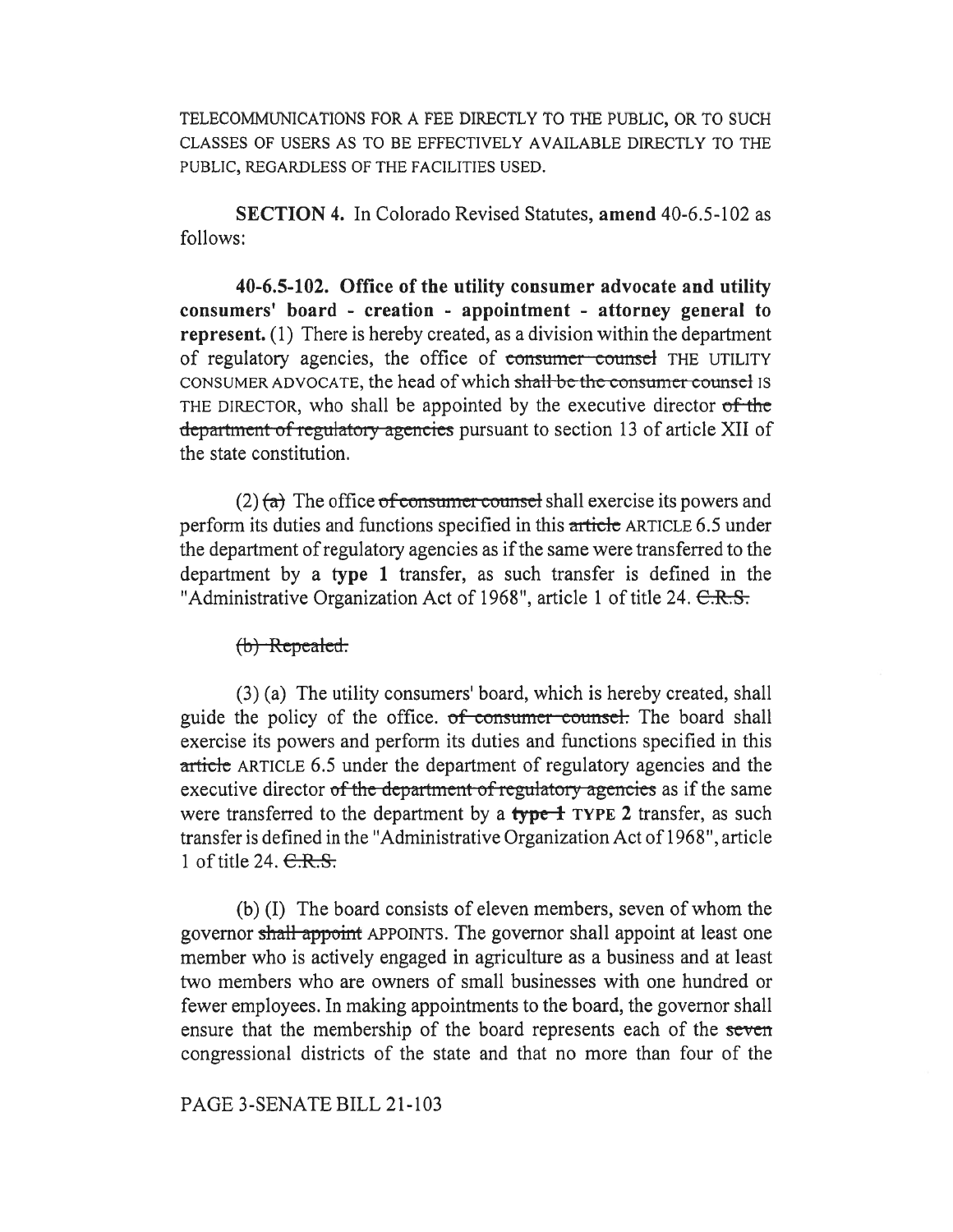TELECOMMUNICATIONS FOR A FEE DIRECTLY TO THE PUBLIC, OR TO SUCH CLASSES OF USERS AS TO BE EFFECTIVELY AVAILABLE DIRECTLY TO THE PUBLIC, REGARDLESS OF THE FACILITIES USED.

**SECTION 4.** In Colorado Revised Statutes, **amend** 40-6.5-102 as follows:

**40-6.5-102. Office of the utility consumer advocate and utility consumers' board - creation - appointment - attorney general to represent.** (1) There is hereby created, as a division within the department of regulatory agencies, the office of ~~consumer counsel~~ THE UTILITY CONSUMER ADVOCATE, the head of which ~~shall be the consumer counsel~~ IS THE DIRECTOR, who shall be appointed by the executive director ~~of the department of regulatory agencies~~ pursuant to section 13 of article XII of the state constitution.

(2) ~~(a)~~ The office ~~of consumer counsel~~ shall exercise its powers and perform its duties and functions specified in this ~~article~~ ARTICLE 6.5 under the department of regulatory agencies as if the same were transferred to the department by a **type 1** transfer, as such transfer is defined in the "Administrative Organization Act of 1968", article 1 of title 24. ~~C.R.S.~~

~~(b) Repealed.~~

(3) (a) The utility consumers' board, which is hereby created, shall guide the policy of the office. ~~of consumer counsel.~~ The board shall exercise its powers and perform its duties and functions specified in this ~~article~~ ARTICLE 6.5 under the department of regulatory agencies and the executive director ~~of the department of regulatory agencies~~ as if the same were transferred to the department by a ~~**type 1**~~ **TYPE 2** transfer, as such transfer is defined in the "Administrative Organization Act of 1968", article 1 of title 24. ~~C.R.S.~~

(b) (I) The board consists of eleven members, seven of whom the governor ~~shall appoint~~ APPOINTS. The governor shall appoint at least one member who is actively engaged in agriculture as a business and at least two members who are owners of small businesses with one hundred or fewer employees. In making appointments to the board, the governor shall ensure that the membership of the board represents each of the ~~seven~~ congressional districts of the state and that no more than four of the

PAGE 3-SENATE BILL 21-103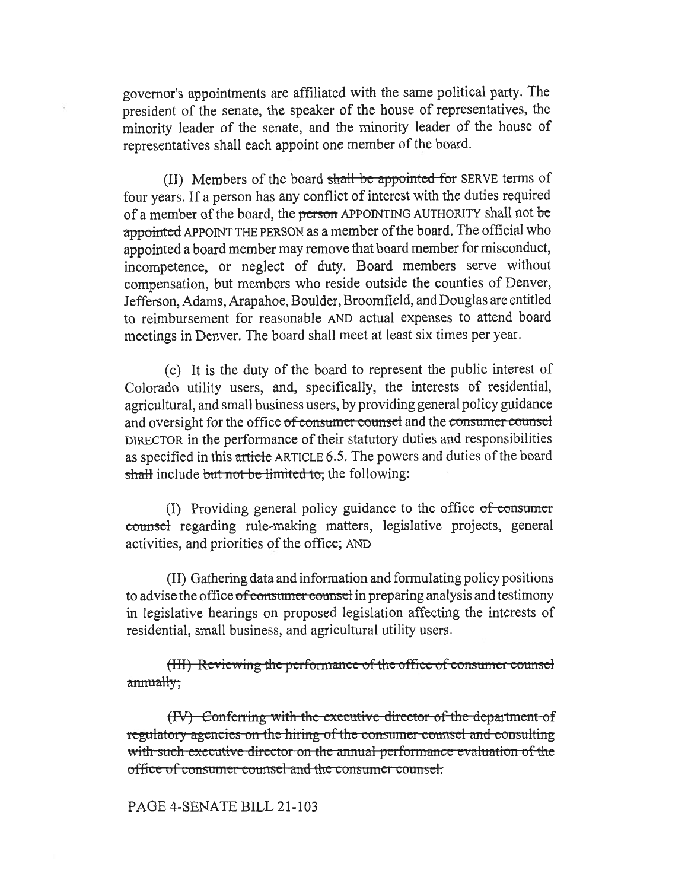governor's appointments are affiliated with the same political party. The president of the senate, the speaker of the house of representatives, the minority leader of the senate, and the minority leader of the house of representatives shall each appoint one member of the board.

(II) Members of the board ~~shall be appointed for~~ SERVE terms of four years. If a person has any conflict of interest with the duties required of a member of the board, the ~~person~~ APPOINTING AUTHORITY shall not ~~be appointed~~ APPOINT THE PERSON as a member of the board. The official who appointed a board member may remove that board member for misconduct, incompetence, or neglect of duty. Board members serve without compensation, but members who reside outside the counties of Denver, Jefferson, Adams, Arapahoe, Boulder, Broomfield, and Douglas are entitled to reimbursement for reasonable AND actual expenses to attend board meetings in Denver. The board shall meet at least six times per year.

(c) It is the duty of the board to represent the public interest of Colorado utility users, and, specifically, the interests of residential, agricultural, and small business users, by providing general policy guidance and oversight for the office ~~of consumer counsel~~ and the ~~consumer counsel~~ DIRECTOR in the performance of their statutory duties and responsibilities as specified in this ~~article~~ ARTICLE 6.5. The powers and duties of the board ~~shall~~ include ~~but not be limited to,~~ the following:

(I) Providing general policy guidance to the office ~~of consumer counsel~~ regarding rule-making matters, legislative projects, general activities, and priorities of the office; AND

(II) Gathering data and information and formulating policy positions to advise the office ~~of consumer counsel~~ in preparing analysis and testimony in legislative hearings on proposed legislation affecting the interests of residential, small business, and agricultural utility users.

~~(III) Reviewing the performance of the office of consumer counsel annually;~~

~~(IV) Conferring with the executive director of the department of regulatory agencies on the hiring of the consumer counsel and consulting with such executive director on the annual performance evaluation of the office of consumer counsel and the consumer counsel.~~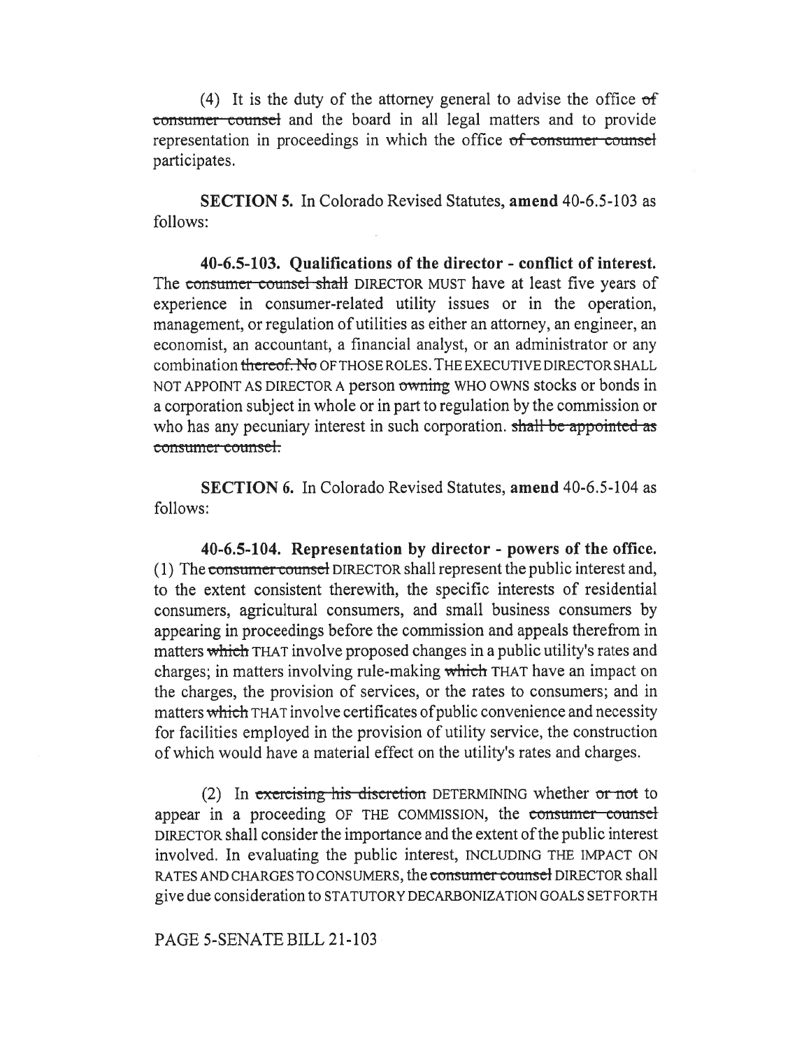(4) It is the duty of the attorney general to advise the office ~~of consumer counsel~~ and the board in all legal matters and to provide representation in proceedings in which the office ~~of consumer counsel~~ participates.

**SECTION 5.** In Colorado Revised Statutes, **amend** 40-6.5-103 as follows:

**40-6.5-103. Qualifications of the director - conflict of interest.** The ~~consumer counsel shall~~ DIRECTOR MUST have at least five years of experience in consumer-related utility issues or in the operation, management, or regulation of utilities as either an attorney, an engineer, an economist, an accountant, a financial analyst, or an administrator or any combination ~~thereof. No~~ OF THOSE ROLES. THE EXECUTIVE DIRECTOR SHALL NOT APPOINT AS DIRECTOR A person ~~owning~~ WHO OWNS stocks or bonds in a corporation subject in whole or in part to regulation by the commission or who has any pecuniary interest in such corporation. ~~shall be appointed as consumer counsel.~~

**SECTION 6.** In Colorado Revised Statutes, **amend** 40-6.5-104 as follows:

**40-6.5-104. Representation by director - powers of the office.** (1) The ~~consumer counsel~~ DIRECTOR shall represent the public interest and, to the extent consistent therewith, the specific interests of residential consumers, agricultural consumers, and small business consumers by appearing in proceedings before the commission and appeals therefrom in matters ~~which~~ THAT involve proposed changes in a public utility's rates and charges; in matters involving rule-making ~~which~~ THAT have an impact on the charges, the provision of services, or the rates to consumers; and in matters ~~which~~ THAT involve certificates of public convenience and necessity for facilities employed in the provision of utility service, the construction of which would have a material effect on the utility's rates and charges.

(2) In ~~exercising his discretion~~ DETERMINING whether ~~or not~~ to appear in a proceeding OF THE COMMISSION, the ~~consumer counsel~~ DIRECTOR shall consider the importance and the extent of the public interest involved. In evaluating the public interest, INCLUDING THE IMPACT ON RATES AND CHARGES TO CONSUMERS, the ~~consumer counsel~~ DIRECTOR shall give due consideration to STATUTORY DECARBONIZATION GOALS SET FORTH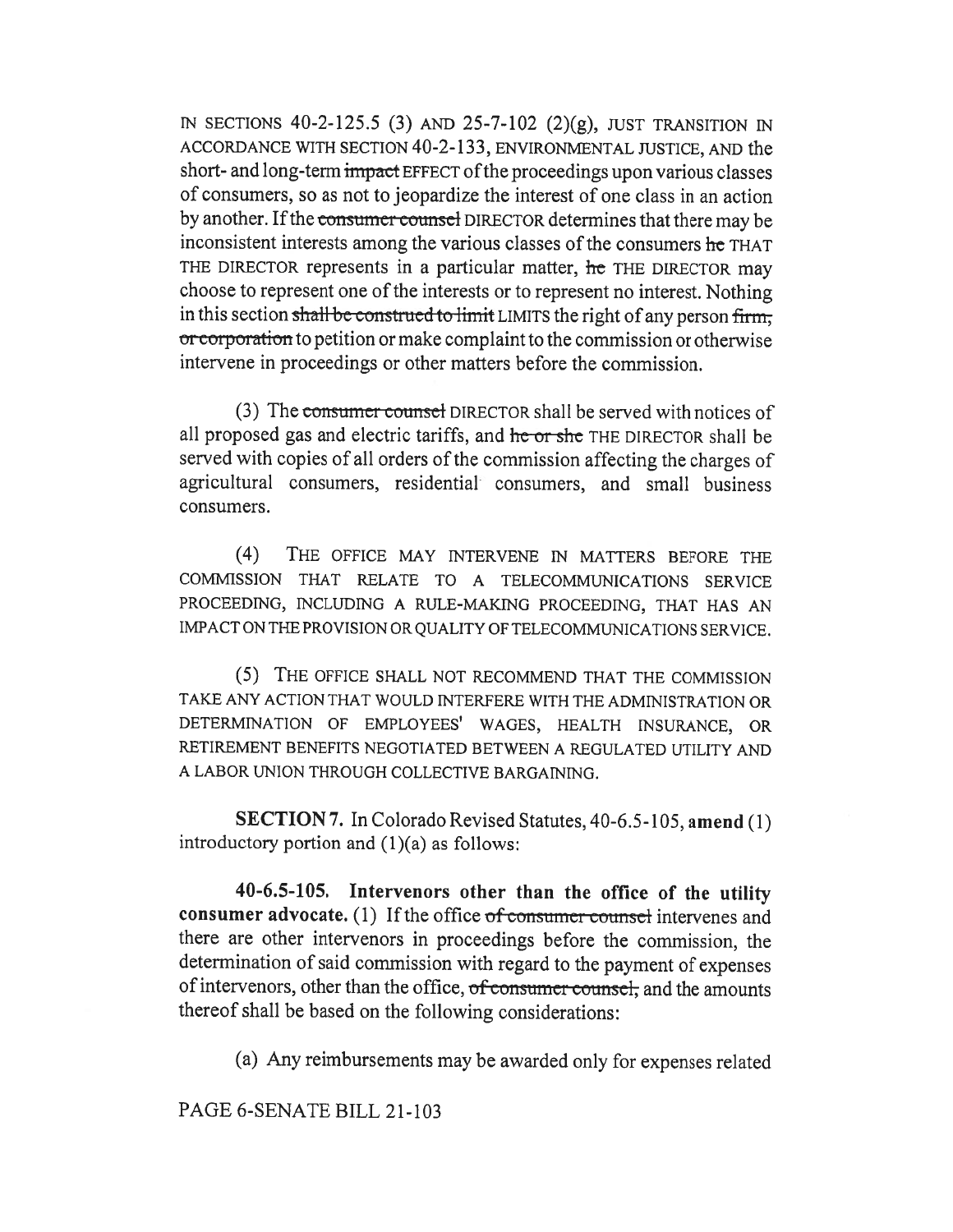IN SECTIONS 40-2-125.5 (3) AND 25-7-102 (2)(g), JUST TRANSITION IN ACCORDANCE WITH SECTION 40-2-133, ENVIRONMENTAL JUSTICE, AND the short- and long-term ~~impact~~ EFFECT of the proceedings upon various classes of consumers, so as not to jeopardize the interest of one class in an action by another. If the ~~consumer counsel~~ DIRECTOR determines that there may be inconsistent interests among the various classes of the consumers ~~he~~ THAT THE DIRECTOR represents in a particular matter, ~~he~~ THE DIRECTOR may choose to represent one of the interests or to represent no interest. Nothing in this section ~~shall be construed to limit~~ LIMITS the right of any person ~~firm, or corporation~~ to petition or make complaint to the commission or otherwise intervene in proceedings or other matters before the commission.

(3) The ~~consumer counsel~~ DIRECTOR shall be served with notices of all proposed gas and electric tariffs, and ~~he or she~~ THE DIRECTOR shall be served with copies of all orders of the commission affecting the charges of agricultural consumers, residential consumers, and small business consumers.

(4) THE OFFICE MAY INTERVENE IN MATTERS BEFORE THE COMMISSION THAT RELATE TO A TELECOMMUNICATIONS SERVICE PROCEEDING, INCLUDING A RULE-MAKING PROCEEDING, THAT HAS AN IMPACT ON THE PROVISION OR QUALITY OF TELECOMMUNICATIONS SERVICE.

(5) THE OFFICE SHALL NOT RECOMMEND THAT THE COMMISSION TAKE ANY ACTION THAT WOULD INTERFERE WITH THE ADMINISTRATION OR DETERMINATION OF EMPLOYEES' WAGES, HEALTH INSURANCE, OR RETIREMENT BENEFITS NEGOTIATED BETWEEN A REGULATED UTILITY AND A LABOR UNION THROUGH COLLECTIVE BARGAINING.

**SECTION 7.** In Colorado Revised Statutes, 40-6.5-105, **amend** (1) introductory portion and (1)(a) as follows:

**40-6.5-105. Intervenors other than the office of the utility consumer advocate.** (1) If the office ~~of consumer counsel~~ intervenes and there are other intervenors in proceedings before the commission, the determination of said commission with regard to the payment of expenses of intervenors, other than the office, ~~of consumer counsel,~~ and the amounts thereof shall be based on the following considerations:

(a) Any reimbursements may be awarded only for expenses related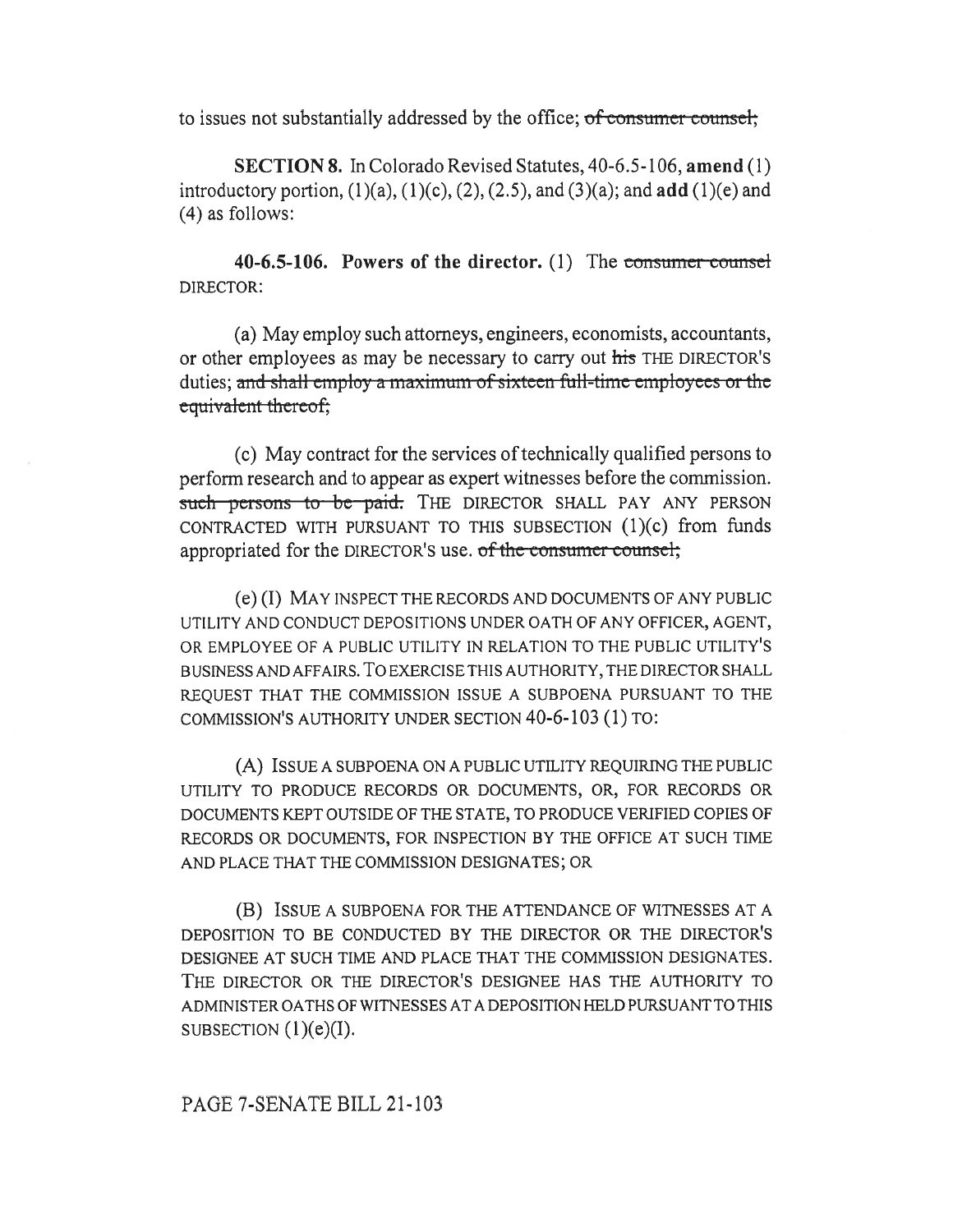to issues not substantially addressed by the office; ~~of consumer counsel;~~

**SECTION 8.** In Colorado Revised Statutes, 40-6.5-106, **amend** (1) introductory portion, (1)(a), (1)(c), (2), (2.5), and (3)(a); and **add** (1)(e) and (4) as follows:

**40-6.5-106. Powers of the director.** (1) The ~~consumer counsel~~ DIRECTOR:

(a) May employ such attorneys, engineers, economists, accountants, or other employees as may be necessary to carry out ~~his~~ THE DIRECTOR'S duties; ~~and shall employ a maximum of sixteen full-time employees or the equivalent thereof;~~

(c) May contract for the services of technically qualified persons to perform research and to appear as expert witnesses before the commission. ~~such persons to be paid.~~ THE DIRECTOR SHALL PAY ANY PERSON CONTRACTED WITH PURSUANT TO THIS SUBSECTION (1)(c) from funds appropriated for the DIRECTOR'S use. ~~of the consumer counsel;~~

(e) (I) MAY INSPECT THE RECORDS AND DOCUMENTS OF ANY PUBLIC UTILITY AND CONDUCT DEPOSITIONS UNDER OATH OF ANY OFFICER, AGENT, OR EMPLOYEE OF A PUBLIC UTILITY IN RELATION TO THE PUBLIC UTILITY'S BUSINESS AND AFFAIRS. TO EXERCISE THIS AUTHORITY, THE DIRECTOR SHALL REQUEST THAT THE COMMISSION ISSUE A SUBPOENA PURSUANT TO THE COMMISSION'S AUTHORITY UNDER SECTION 40-6-103 (1) TO:

(A) ISSUE A SUBPOENA ON A PUBLIC UTILITY REQUIRING THE PUBLIC UTILITY TO PRODUCE RECORDS OR DOCUMENTS, OR, FOR RECORDS OR DOCUMENTS KEPT OUTSIDE OF THE STATE, TO PRODUCE VERIFIED COPIES OF RECORDS OR DOCUMENTS, FOR INSPECTION BY THE OFFICE AT SUCH TIME AND PLACE THAT THE COMMISSION DESIGNATES; OR

(B) ISSUE A SUBPOENA FOR THE ATTENDANCE OF WITNESSES AT A DEPOSITION TO BE CONDUCTED BY THE DIRECTOR OR THE DIRECTOR'S DESIGNEE AT SUCH TIME AND PLACE THAT THE COMMISSION DESIGNATES. THE DIRECTOR OR THE DIRECTOR'S DESIGNEE HAS THE AUTHORITY TO ADMINISTER OATHS OF WITNESSES AT A DEPOSITION HELD PURSUANT TO THIS SUBSECTION (1)(e)(I).

PAGE 7-SENATE BILL 21-103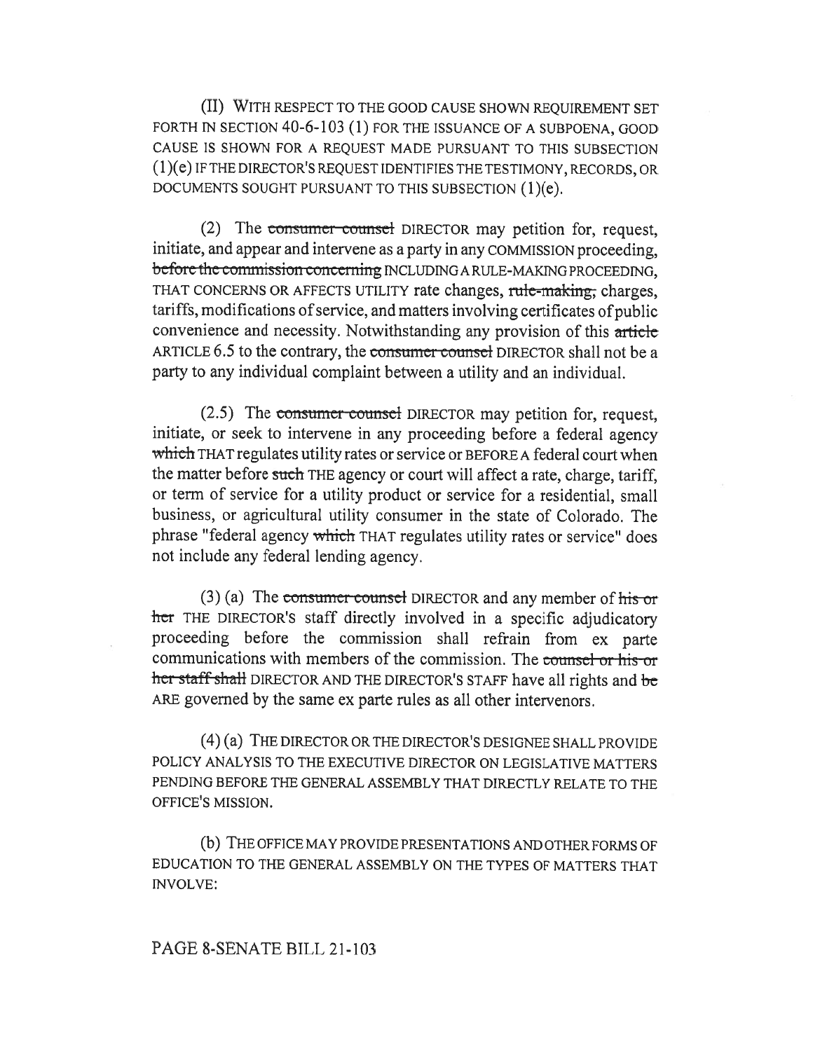(II) WITH RESPECT TO THE GOOD CAUSE SHOWN REQUIREMENT SET FORTH IN SECTION 40-6-103 (1) FOR THE ISSUANCE OF A SUBPOENA, GOOD CAUSE IS SHOWN FOR A REQUEST MADE PURSUANT TO THIS SUBSECTION (1)(e) IF THE DIRECTOR'S REQUEST IDENTIFIES THE TESTIMONY, RECORDS, OR DOCUMENTS SOUGHT PURSUANT TO THIS SUBSECTION (1)(e).

(2) The ~~consumer counsel~~ DIRECTOR may petition for, request, initiate, and appear and intervene as a party in any COMMISSION proceeding, ~~before the commission concerning~~ INCLUDING A RULE-MAKING PROCEEDING, THAT CONCERNS OR AFFECTS UTILITY rate changes, ~~rule-making,~~ charges, tariffs, modifications of service, and matters involving certificates of public convenience and necessity. Notwithstanding any provision of this ~~article~~ ARTICLE 6.5 to the contrary, the ~~consumer counsel~~ DIRECTOR shall not be a party to any individual complaint between a utility and an individual.

(2.5) The ~~consumer counsel~~ DIRECTOR may petition for, request, initiate, or seek to intervene in any proceeding before a federal agency ~~which~~ THAT regulates utility rates or service or BEFORE A federal court when the matter before ~~such~~ THE agency or court will affect a rate, charge, tariff, or term of service for a utility product or service for a residential, small business, or agricultural utility consumer in the state of Colorado. The phrase "federal agency ~~which~~ THAT regulates utility rates or service" does not include any federal lending agency.

(3) (a) The ~~consumer counsel~~ DIRECTOR and any member of ~~his or her~~ THE DIRECTOR'S staff directly involved in a specific adjudicatory proceeding before the commission shall refrain from ex parte communications with members of the commission. The ~~counsel or his or her staff shall~~ DIRECTOR AND THE DIRECTOR'S STAFF have all rights and ~~be~~ ARE governed by the same ex parte rules as all other intervenors.

(4) (a) THE DIRECTOR OR THE DIRECTOR'S DESIGNEE SHALL PROVIDE POLICY ANALYSIS TO THE EXECUTIVE DIRECTOR ON LEGISLATIVE MATTERS PENDING BEFORE THE GENERAL ASSEMBLY THAT DIRECTLY RELATE TO THE OFFICE'S MISSION.

(b) THE OFFICE MAY PROVIDE PRESENTATIONS AND OTHER FORMS OF EDUCATION TO THE GENERAL ASSEMBLY ON THE TYPES OF MATTERS THAT INVOLVE: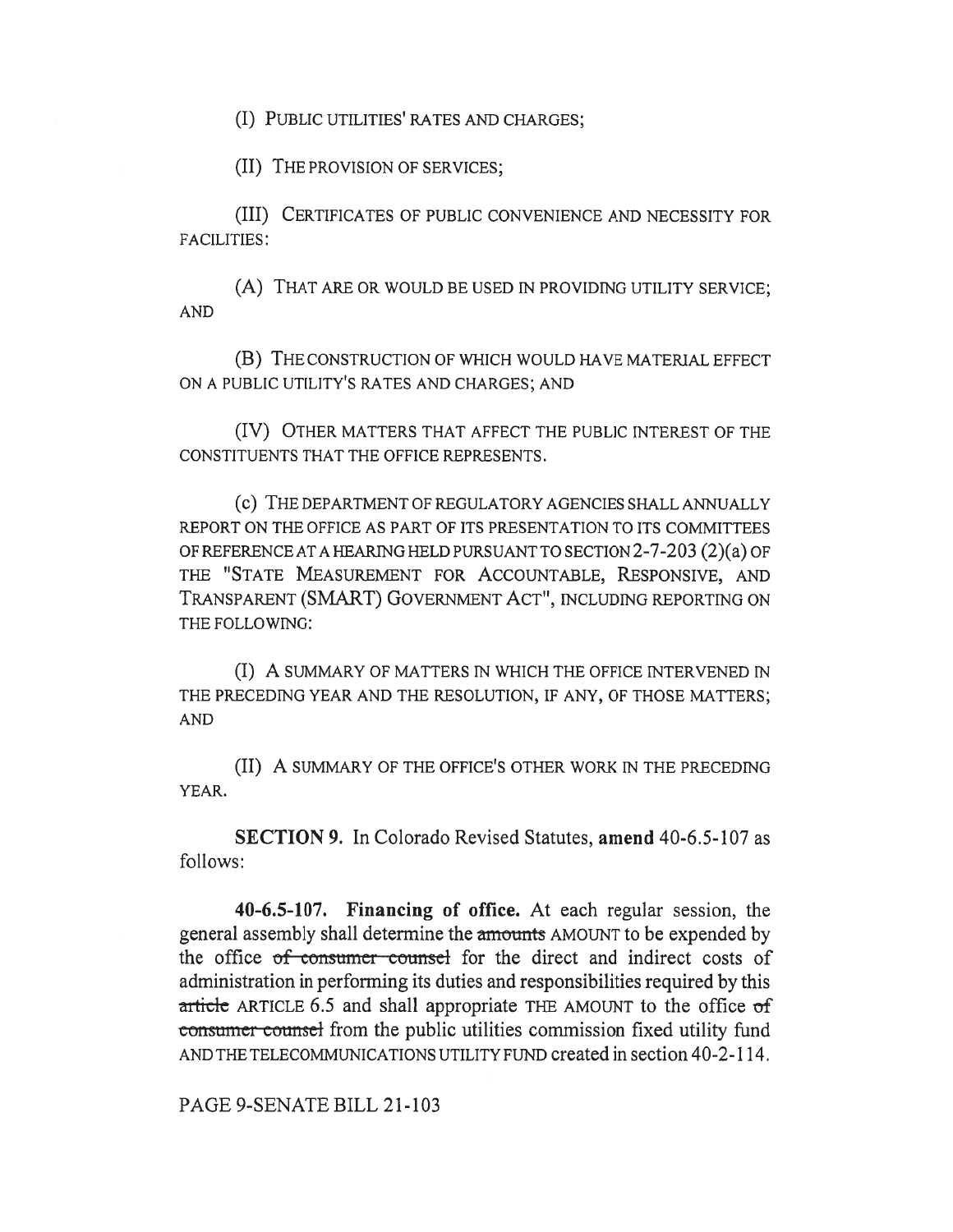(I) PUBLIC UTILITIES' RATES AND CHARGES;

(II) THE PROVISION OF SERVICES;

(III) CERTIFICATES OF PUBLIC CONVENIENCE AND NECESSITY FOR FACILITIES:

(A) THAT ARE OR WOULD BE USED IN PROVIDING UTILITY SERVICE; AND

(B) THE CONSTRUCTION OF WHICH WOULD HAVE MATERIAL EFFECT ON A PUBLIC UTILITY'S RATES AND CHARGES; AND

(IV) OTHER MATTERS THAT AFFECT THE PUBLIC INTEREST OF THE CONSTITUENTS THAT THE OFFICE REPRESENTS.

(c) THE DEPARTMENT OF REGULATORY AGENCIES SHALL ANNUALLY REPORT ON THE OFFICE AS PART OF ITS PRESENTATION TO ITS COMMITTEES OF REFERENCE AT A HEARING HELD PURSUANT TO SECTION 2-7-203 (2)(a) OF THE "STATE MEASUREMENT FOR ACCOUNTABLE, RESPONSIVE, AND TRANSPARENT (SMART) GOVERNMENT ACT", INCLUDING REPORTING ON THE FOLLOWING:

(I) A SUMMARY OF MATTERS IN WHICH THE OFFICE INTERVENED IN THE PRECEDING YEAR AND THE RESOLUTION, IF ANY, OF THOSE MATTERS; AND

(II) A SUMMARY OF THE OFFICE'S OTHER WORK IN THE PRECEDING YEAR.

**SECTION 9.** In Colorado Revised Statutes, **amend** 40-6.5-107 as follows:

**40-6.5-107. Financing of office.** At each regular session, the general assembly shall determine the ~~amounts~~ AMOUNT to be expended by the office ~~of consumer counsel~~ for the direct and indirect costs of administration in performing its duties and responsibilities required by this ~~article~~ ARTICLE 6.5 and shall appropriate THE AMOUNT to the office ~~of consumer counsel~~ from the public utilities commission fixed utility fund AND THE TELECOMMUNICATIONS UTILITY FUND created in section 40-2-114.

PAGE 9-SENATE BILL 21-103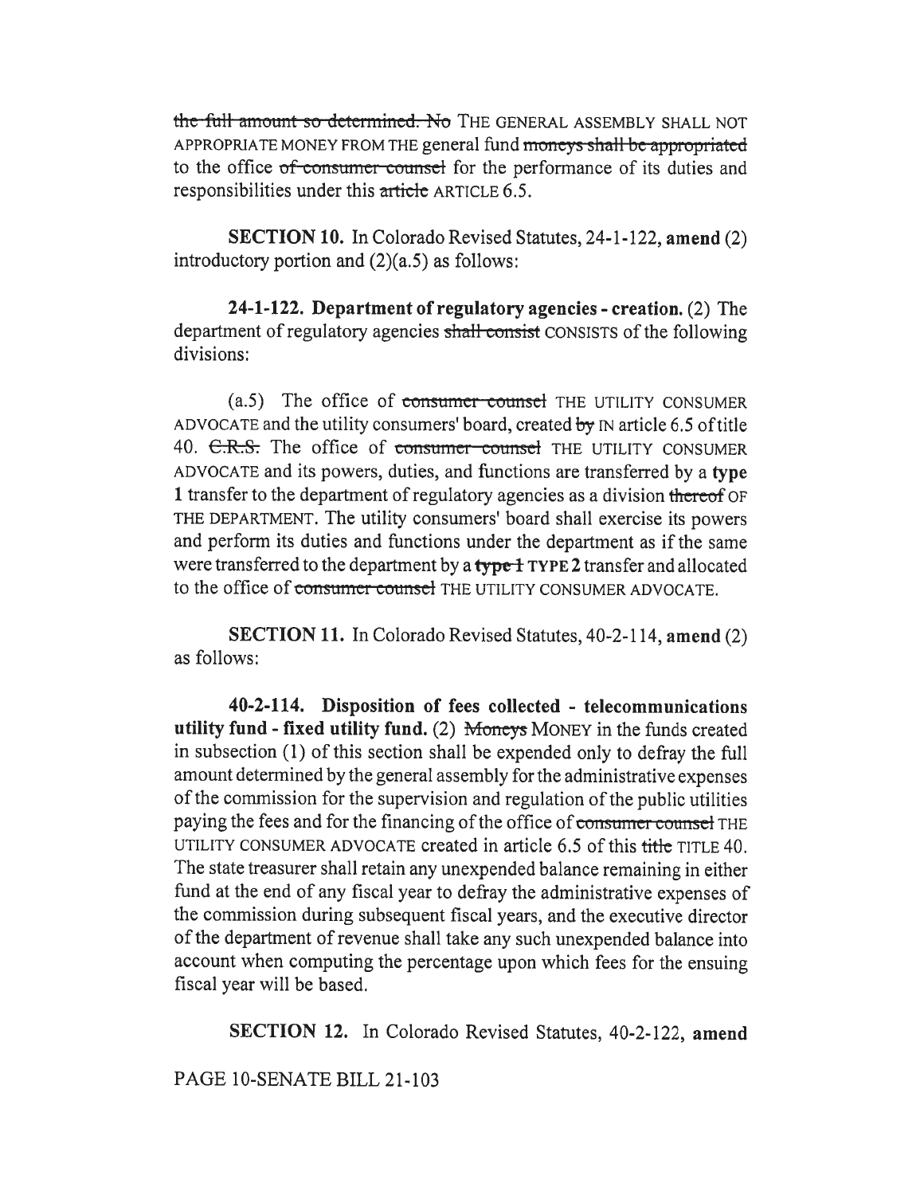~~the full amount so determined. No~~ THE GENERAL ASSEMBLY SHALL NOT APPROPRIATE MONEY FROM THE general fund ~~moneys shall be appropriated~~ to the office ~~of consumer counsel~~ for the performance of its duties and responsibilities under this ~~article~~ ARTICLE 6.5.

**SECTION 10.** In Colorado Revised Statutes, 24-1-122, **amend** (2) introductory portion and (2)(a.5) as follows:

**24-1-122. Department of regulatory agencies - creation.** (2) The department of regulatory agencies ~~shall consist~~ CONSISTS of the following divisions:

(a.5) The office of ~~consumer counsel~~ THE UTILITY CONSUMER ADVOCATE and the utility consumers' board, created ~~by~~ IN article 6.5 of title 40. ~~C.R.S.~~ The office of ~~consumer counsel~~ THE UTILITY CONSUMER ADVOCATE and its powers, duties, and functions are transferred by a **type 1** transfer to the department of regulatory agencies as a division ~~thereof~~ OF THE DEPARTMENT. The utility consumers' board shall exercise its powers and perform its duties and functions under the department as if the same were transferred to the department by a ~~**type 1**~~ **TYPE 2** transfer and allocated to the office of ~~consumer counsel~~ THE UTILITY CONSUMER ADVOCATE.

**SECTION 11.** In Colorado Revised Statutes, 40-2-114, **amend** (2) as follows:

**40-2-114. Disposition of fees collected - telecommunications utility fund - fixed utility fund.** (2) ~~Moneys~~ MONEY in the funds created in subsection (1) of this section shall be expended only to defray the full amount determined by the general assembly for the administrative expenses of the commission for the supervision and regulation of the public utilities paying the fees and for the financing of the office of ~~consumer counsel~~ THE UTILITY CONSUMER ADVOCATE created in article 6.5 of this ~~title~~ TITLE 40. The state treasurer shall retain any unexpended balance remaining in either fund at the end of any fiscal year to defray the administrative expenses of the commission during subsequent fiscal years, and the executive director of the department of revenue shall take any such unexpended balance into account when computing the percentage upon which fees for the ensuing fiscal year will be based.

**SECTION 12.** In Colorado Revised Statutes, 40-2-122, **amend**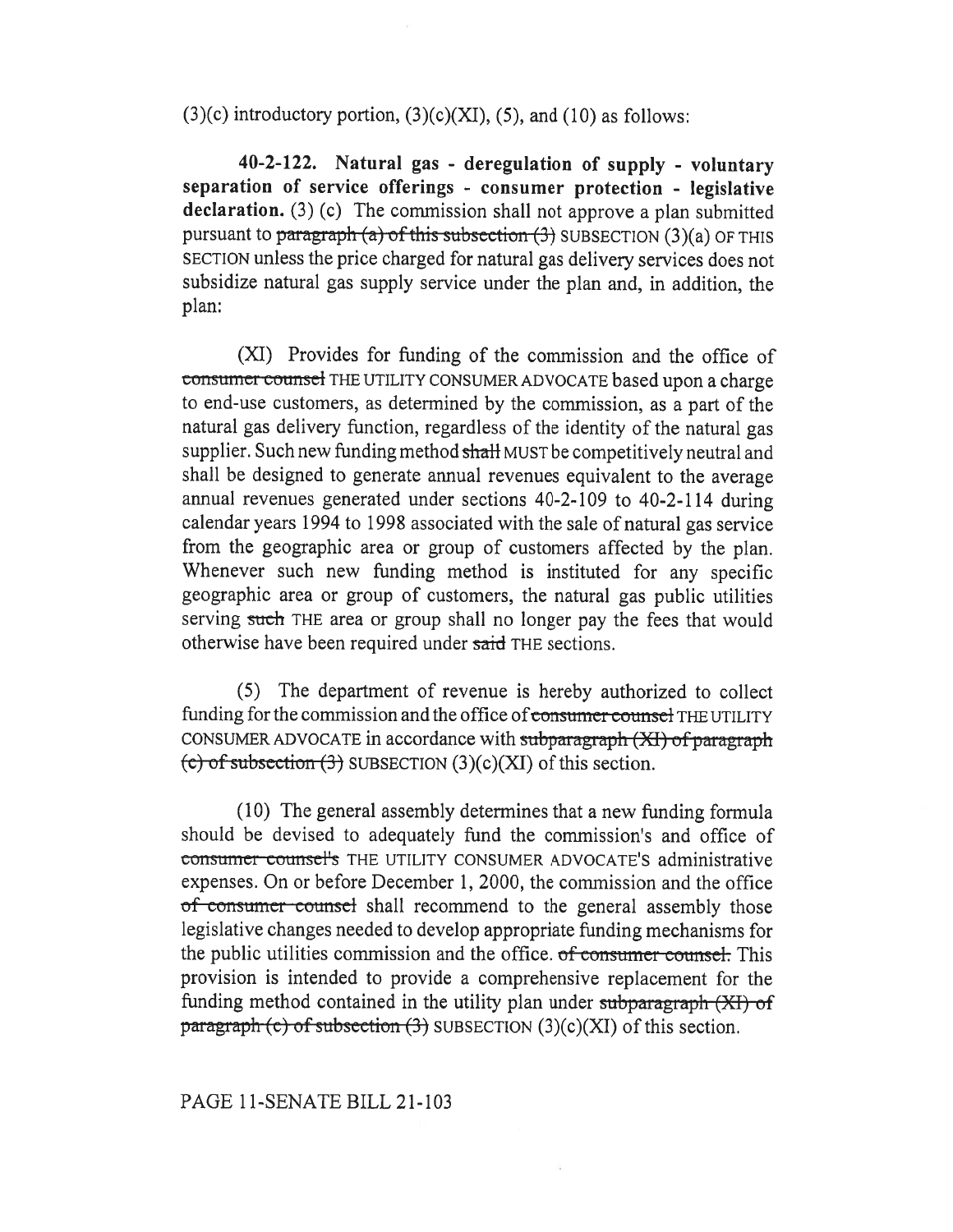(3)(c) introductory portion, (3)(c)(XI), (5), and (10) as follows:

**40-2-122. Natural gas - deregulation of supply - voluntary separation of service offerings - consumer protection - legislative declaration.** (3) (c) The commission shall not approve a plan submitted pursuant to ~~paragraph (a) of this subsection (3)~~ SUBSECTION (3)(a) OF THIS SECTION unless the price charged for natural gas delivery services does not subsidize natural gas supply service under the plan and, in addition, the plan:

(XI) Provides for funding of the commission and the office of ~~consumer counsel~~ THE UTILITY CONSUMER ADVOCATE based upon a charge to end-use customers, as determined by the commission, as a part of the natural gas delivery function, regardless of the identity of the natural gas supplier. Such new funding method ~~shall~~ MUST be competitively neutral and shall be designed to generate annual revenues equivalent to the average annual revenues generated under sections 40-2-109 to 40-2-114 during calendar years 1994 to 1998 associated with the sale of natural gas service from the geographic area or group of customers affected by the plan. Whenever such new funding method is instituted for any specific geographic area or group of customers, the natural gas public utilities serving ~~such~~ THE area or group shall no longer pay the fees that would otherwise have been required under ~~said~~ THE sections.

(5) The department of revenue is hereby authorized to collect funding for the commission and the office of ~~consumer counsel~~ THE UTILITY CONSUMER ADVOCATE in accordance with ~~subparagraph (XI) of paragraph (c) of subsection (3)~~ SUBSECTION (3)(c)(XI) of this section.

(10) The general assembly determines that a new funding formula should be devised to adequately fund the commission's and office of ~~consumer counsel's~~ THE UTILITY CONSUMER ADVOCATE'S administrative expenses. On or before December 1, 2000, the commission and the office ~~of consumer counsel~~ shall recommend to the general assembly those legislative changes needed to develop appropriate funding mechanisms for the public utilities commission and the office. ~~of consumer counsel.~~ This provision is intended to provide a comprehensive replacement for the funding method contained in the utility plan under ~~subparagraph (XI) of paragraph (c) of subsection (3)~~ SUBSECTION (3)(c)(XI) of this section.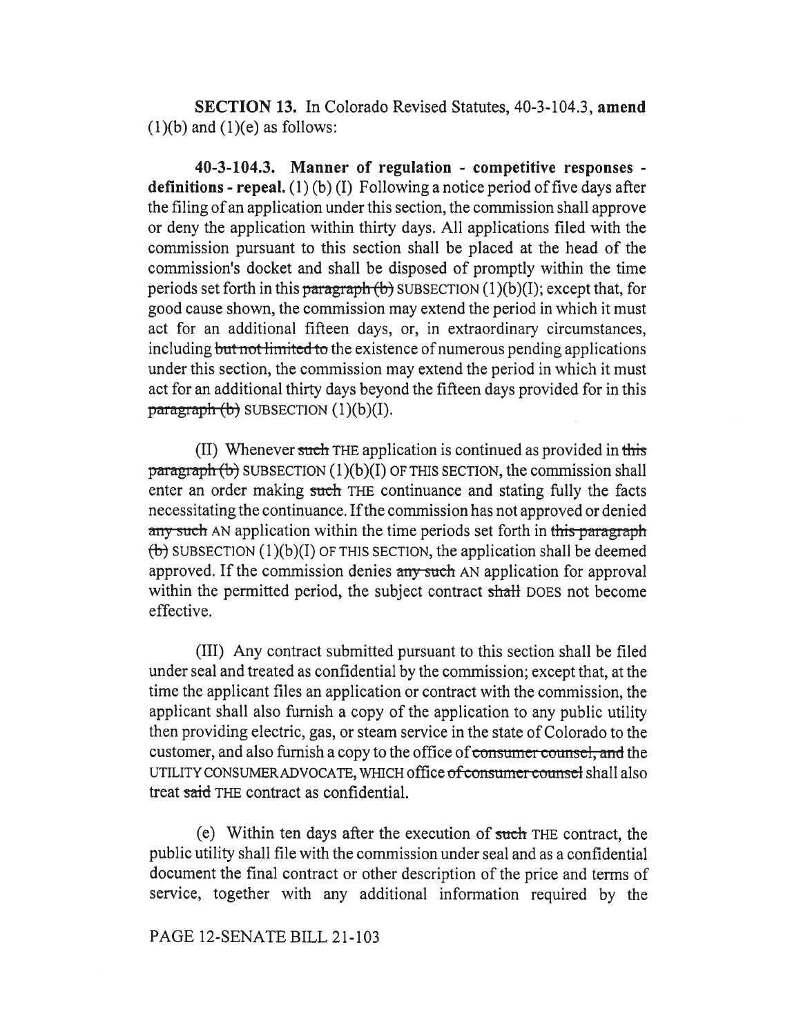**SECTION 13.** In Colorado Revised Statutes, 40-3-104.3, **amend** (1)(b) and (1)(e) as follows:

**40-3-104.3. Manner of regulation - competitive responses - definitions - repeal.** (1) (b) (I) Following a notice period of five days after the filing of an application under this section, the commission shall approve or deny the application within thirty days. All applications filed with the commission pursuant to this section shall be placed at the head of the commission's docket and shall be disposed of promptly within the time periods set forth in this ~~paragraph (b)~~ SUBSECTION (1)(b)(I); except that, for good cause shown, the commission may extend the period in which it must act for an additional fifteen days, or, in extraordinary circumstances, including ~~but not limited to~~ the existence of numerous pending applications under this section, the commission may extend the period in which it must act for an additional thirty days beyond the fifteen days provided for in this ~~paragraph (b)~~ SUBSECTION (1)(b)(I).

(II) Whenever ~~such~~ THE application is continued as provided in ~~this paragraph (b)~~ SUBSECTION (1)(b)(I) OF THIS SECTION, the commission shall enter an order making ~~such~~ THE continuance and stating fully the facts necessitating the continuance. If the commission has not approved or denied ~~any such~~ AN application within the time periods set forth in ~~this paragraph (b)~~ SUBSECTION (1)(b)(I) OF THIS SECTION, the application shall be deemed approved. If the commission denies ~~any such~~ AN application for approval within the permitted period, the subject contract ~~shall~~ DOES not become effective.

(III) Any contract submitted pursuant to this section shall be filed under seal and treated as confidential by the commission; except that, at the time the applicant files an application or contract with the commission, the applicant shall also furnish a copy of the application to any public utility then providing electric, gas, or steam service in the state of Colorado to the customer, and also furnish a copy to the office of ~~consumer counsel, and~~ the UTILITY CONSUMER ADVOCATE, WHICH office ~~of consumer counsel~~ shall also treat ~~said~~ THE contract as confidential.

(e) Within ten days after the execution of ~~such~~ THE contract, the public utility shall file with the commission under seal and as a confidential document the final contract or other description of the price and terms of service, together with any additional information required by the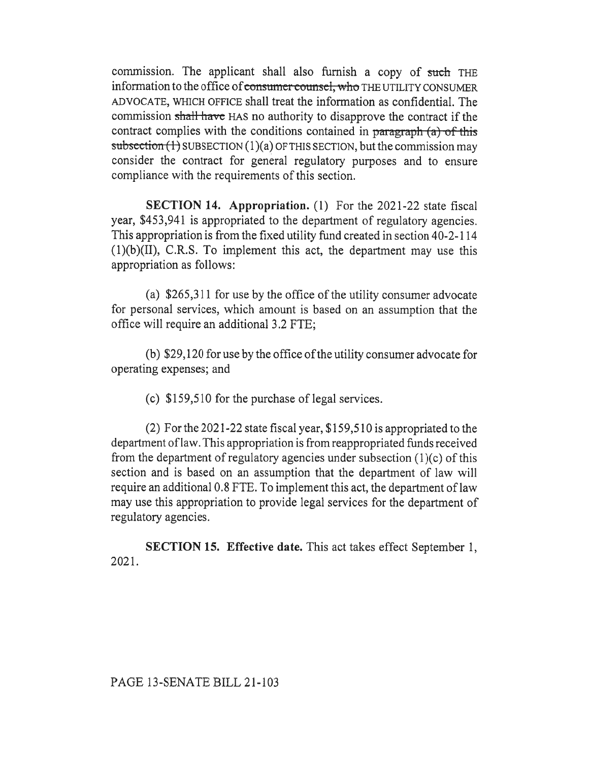commission. The applicant shall also furnish a copy of ~~such~~ THE information to the office of ~~consumer counsel, who~~ THE UTILITY CONSUMER ADVOCATE, WHICH OFFICE shall treat the information as confidential. The commission ~~shall have~~ HAS no authority to disapprove the contract if the contract complies with the conditions contained in ~~paragraph (a) of this subsection (1)~~ SUBSECTION (1)(a) OF THIS SECTION, but the commission may consider the contract for general regulatory purposes and to ensure compliance with the requirements of this section.

**SECTION 14. Appropriation.** (1) For the 2021-22 state fiscal year, $453,941 is appropriated to the department of regulatory agencies. This appropriation is from the fixed utility fund created in section 40-2-114 (1)(b)(II), C.R.S. To implement this act, the department may use this appropriation as follows:

(a) $265,311 for use by the office of the utility consumer advocate for personal services, which amount is based on an assumption that the office will require an additional 3.2 FTE;

(b) $29,120 for use by the office of the utility consumer advocate for operating expenses; and

(c) $159,510 for the purchase of legal services.

(2) For the 2021-22 state fiscal year, $159,510 is appropriated to the department of law. This appropriation is from reappropriated funds received from the department of regulatory agencies under subsection (1)(c) of this section and is based on an assumption that the department of law will require an additional 0.8 FTE. To implement this act, the department of law may use this appropriation to provide legal services for the department of regulatory agencies.

**SECTION 15. Effective date.** This act takes effect September 1, 2021.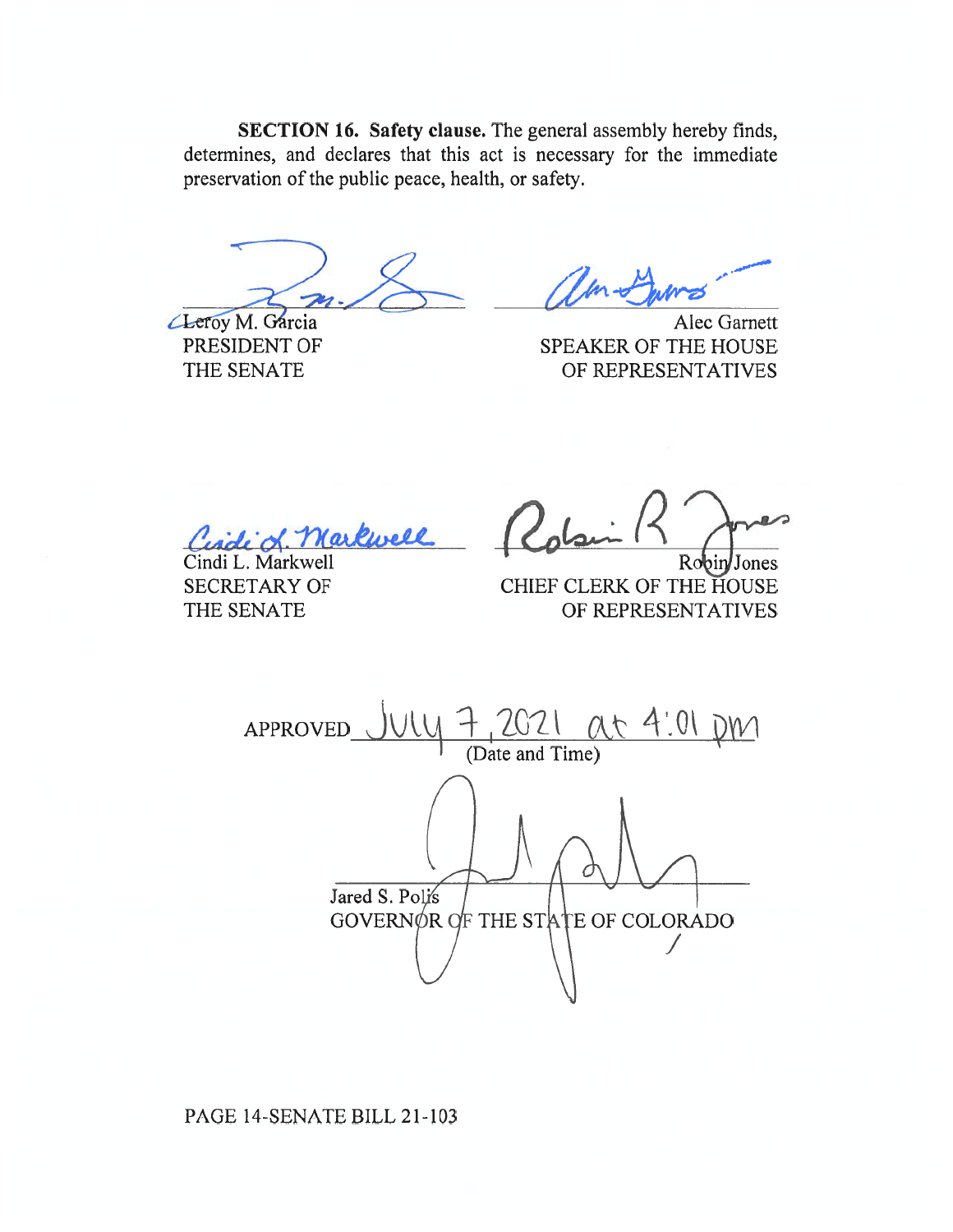**SECTION 16. Safety clause.** The general assembly hereby finds, determines, and declares that this act is necessary for the immediate preservation of the public peace, health, or safety.

Leroy M. Garcia
PRESIDENT OF
THE SENATE

Alec Garnett
SPEAKER OF THE HOUSE
OF REPRESENTATIVES

Cindi L. Markwell
SECRETARY OF
THE SENATE

Robin Jones
CHIEF CLERK OF THE HOUSE
OF REPRESENTATIVES

APPROVED July 7, 2021 at 4:01 pm
(Date and Time)

Jared S. Polis
GOVERNOR OF THE STATE OF COLORADO

PAGE 14-SENATE BILL 21-103